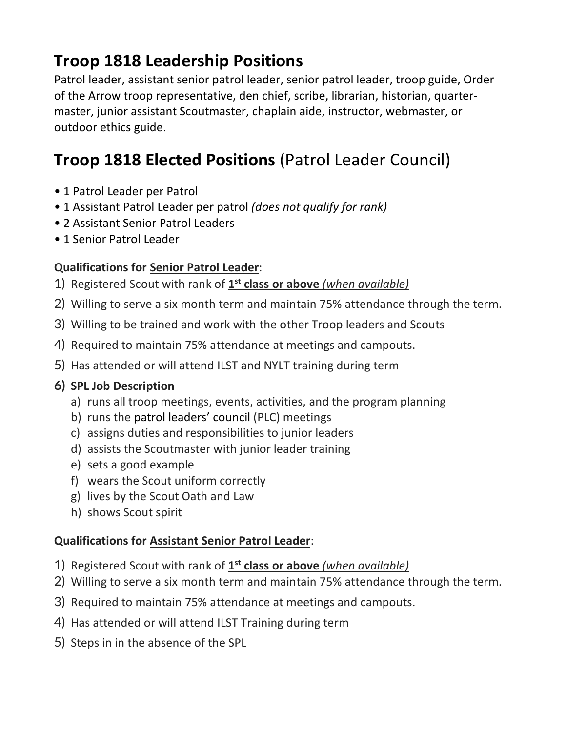# Troop 1818 Leadership Positions

Patrol leader, assistant senior patrol leader, senior patrol leader, troop guide, Order of the Arrow troop representative, den chief, scribe, librarian, historian, quarter-master, junior assistant Scoutmaster, chaplain aide, instructor, webmaster, or outdoor ethics guide.

# Troop 1818 Elected Positions (Patrol Leader Council)

- 1 Patrol Leader per Patrol
- 1 Assistant Patrol Leader per patrol *(does not qualify for rank)*
- 2 Assistant Senior Patrol Leaders
- 1 Senior Patrol Leader

**Qualifications for <u>Senior Patrol Leader</u>**:

1) Registered Scout with rank of **<u>1st class or above</u>** <u>*(when available)*</u>
2) Willing to serve a six month term and maintain 75% attendance through the term.
3) Willing to be trained and work with the other Troop leaders and Scouts
4) Required to maintain 75% attendance at meetings and campouts.
5) Has attended or will attend ILST and NYLT training during term
6) **SPL Job Description**
   a) runs all troop meetings, events, activities, and the program planning
   b) runs the patrol leaders' council (PLC) meetings
   c) assigns duties and responsibilities to junior leaders
   d) assists the Scoutmaster with junior leader training
   e) sets a good example
   f) wears the Scout uniform correctly
   g) lives by the Scout Oath and Law
   h) shows Scout spirit

**Qualifications for <u>Assistant Senior Patrol Leader</u>**:

1) Registered Scout with rank of **<u>1st class or above</u>** <u>*(when available)*</u>
2) Willing to serve a six month term and maintain 75% attendance through the term.
3) Required to maintain 75% attendance at meetings and campouts.
4) Has attended or will attend ILST Training during term
5) Steps in in the absence of the SPL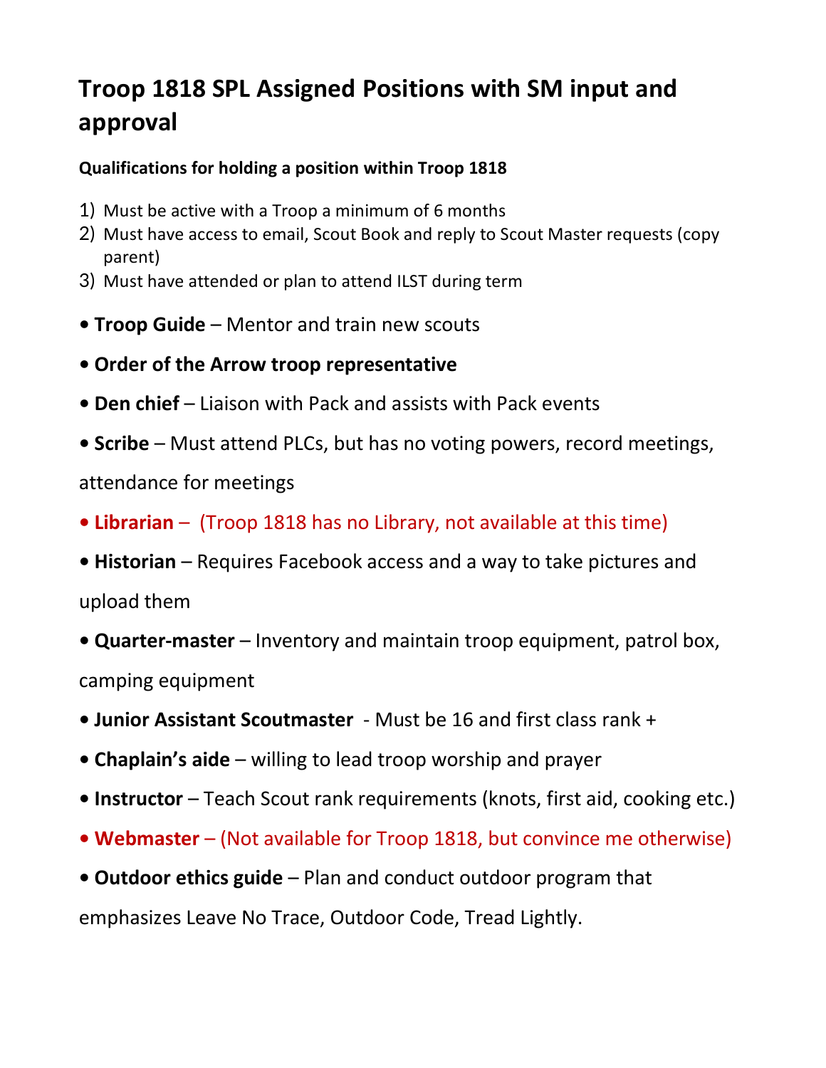# Troop 1818 SPL Assigned Positions with SM input and approval

**Qualifications for holding a position within Troop 1818**

1) Must be active with a Troop a minimum of 6 months
2) Must have access to email, Scout Book and reply to Scout Master requests (copy parent)
3) Must have attended or plan to attend ILST during term

- **Troop Guide** – Mentor and train new scouts
- **Order of the Arrow troop representative**
- **Den chief** – Liaison with Pack and assists with Pack events
- **Scribe** – Must attend PLCs, but has no voting powers, record meetings, attendance for meetings
- **Librarian** – (Troop 1818 has no Library, not available at this time)
- **Historian** – Requires Facebook access and a way to take pictures and upload them
- **Quarter-master** – Inventory and maintain troop equipment, patrol box, camping equipment
- **Junior Assistant Scoutmaster** - Must be 16 and first class rank +
- **Chaplain's aide** – willing to lead troop worship and prayer
- **Instructor** – Teach Scout rank requirements (knots, first aid, cooking etc.)
- **Webmaster** – (Not available for Troop 1818, but convince me otherwise)
- **Outdoor ethics guide** – Plan and conduct outdoor program that emphasizes Leave No Trace, Outdoor Code, Tread Lightly.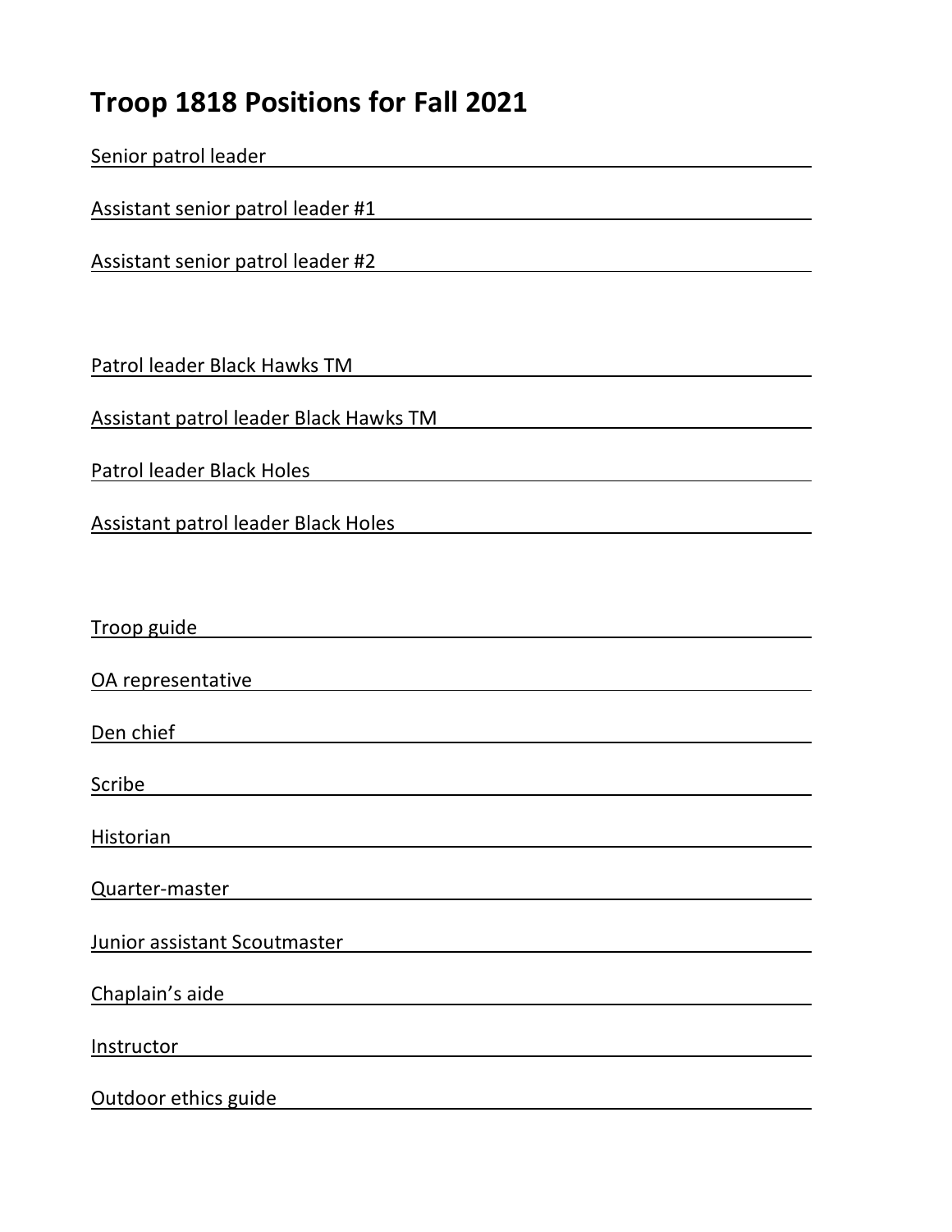# Troop 1818 Positions for Fall 2021

Senior patrol leader ______________________________

Assistant senior patrol leader #1 ______________________________

Assistant senior patrol leader #2 ______________________________

Patrol leader Black Hawks TM ______________________________

Assistant patrol leader Black Hawks TM ______________________________

Patrol leader Black Holes ______________________________

Assistant patrol leader Black Holes ______________________________

Troop guide ______________________________

OA representative ______________________________

Den chief ______________________________

Scribe ______________________________

Historian ______________________________

Quarter-master ______________________________

Junior assistant Scoutmaster ______________________________

Chaplain's aide ______________________________

Instructor ______________________________

Outdoor ethics guide ______________________________